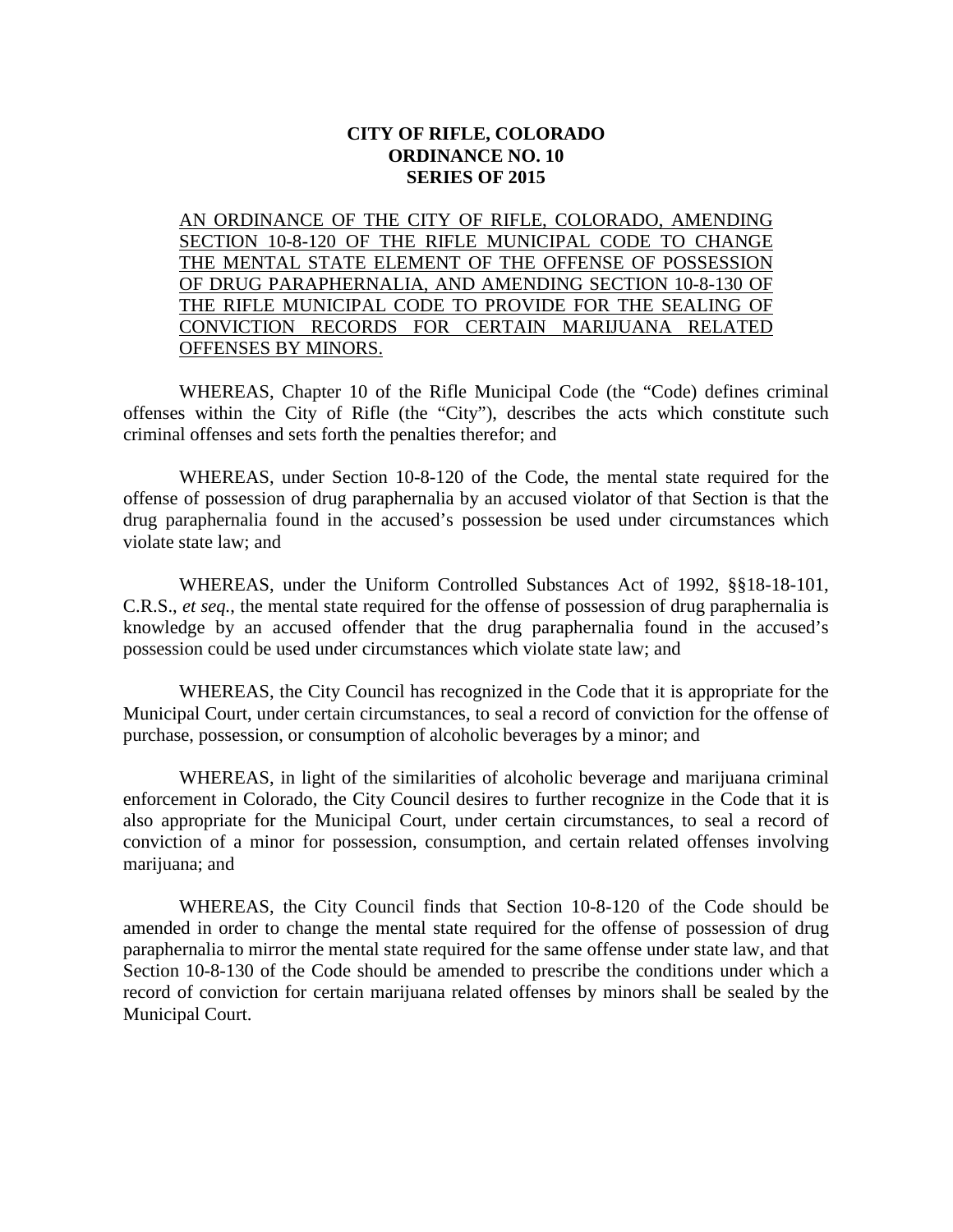**CITY OF RIFLE, COLORADO**
**ORDINANCE NO. 10**
**SERIES OF 2015**

AN ORDINANCE OF THE CITY OF RIFLE, COLORADO, AMENDING SECTION 10-8-120 OF THE RIFLE MUNICIPAL CODE TO CHANGE THE MENTAL STATE ELEMENT OF THE OFFENSE OF POSSESSION OF DRUG PARAPHERNALIA, AND AMENDING SECTION 10-8-130 OF THE RIFLE MUNICIPAL CODE TO PROVIDE FOR THE SEALING OF CONVICTION RECORDS FOR CERTAIN MARIJUANA RELATED OFFENSES BY MINORS.

WHEREAS, Chapter 10 of the Rifle Municipal Code (the "Code) defines criminal offenses within the City of Rifle (the "City"), describes the acts which constitute such criminal offenses and sets forth the penalties therefor; and

WHEREAS, under Section 10-8-120 of the Code, the mental state required for the offense of possession of drug paraphernalia by an accused violator of that Section is that the drug paraphernalia found in the accused's possession be used under circumstances which violate state law; and

WHEREAS, under the Uniform Controlled Substances Act of 1992, §§18-18-101, C.R.S., *et seq.*, the mental state required for the offense of possession of drug paraphernalia is knowledge by an accused offender that the drug paraphernalia found in the accused's possession could be used under circumstances which violate state law; and

WHEREAS, the City Council has recognized in the Code that it is appropriate for the Municipal Court, under certain circumstances, to seal a record of conviction for the offense of purchase, possession, or consumption of alcoholic beverages by a minor; and

WHEREAS, in light of the similarities of alcoholic beverage and marijuana criminal enforcement in Colorado, the City Council desires to further recognize in the Code that it is also appropriate for the Municipal Court, under certain circumstances, to seal a record of conviction of a minor for possession, consumption, and certain related offenses involving marijuana; and

WHEREAS, the City Council finds that Section 10-8-120 of the Code should be amended in order to change the mental state required for the offense of possession of drug paraphernalia to mirror the mental state required for the same offense under state law, and that Section 10-8-130 of the Code should be amended to prescribe the conditions under which a record of conviction for certain marijuana related offenses by minors shall be sealed by the Municipal Court.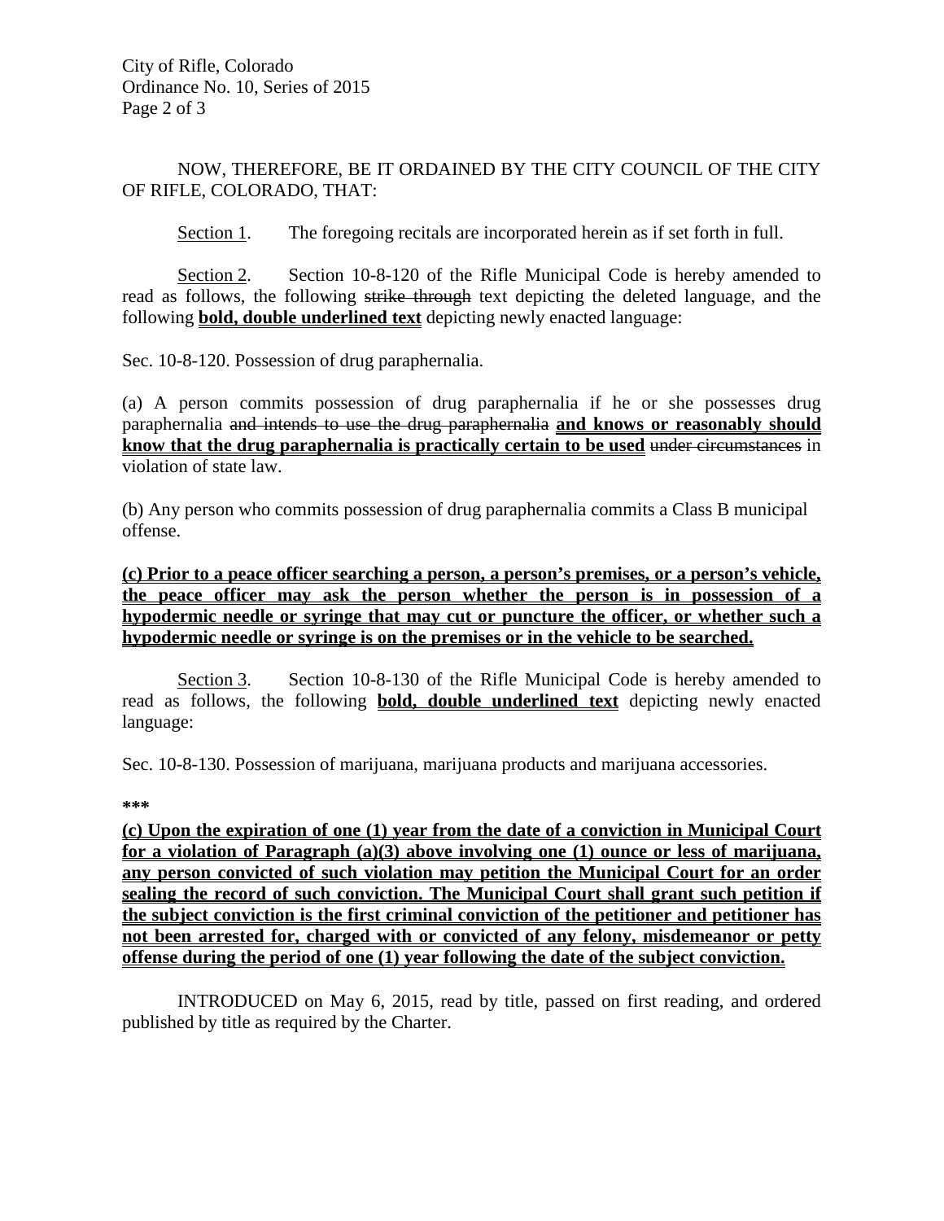NOW, THEREFORE, BE IT ORDAINED BY THE CITY COUNCIL OF THE CITY OF RIFLE, COLORADO, THAT:

Section 1. The foregoing recitals are incorporated herein as if set forth in full.

Section 2. Section 10-8-120 of the Rifle Municipal Code is hereby amended to read as follows, the following ~~strike through~~ text depicting the deleted language, and the following **bold, double underlined text** depicting newly enacted language:

Sec. 10-8-120. Possession of drug paraphernalia.

(a) A person commits possession of drug paraphernalia if he or she possesses drug paraphernalia ~~and intends to use the drug paraphernalia~~ **and knows or reasonably should know that the drug paraphernalia is practically certain to be used** ~~under circumstances~~ in violation of state law.

(b) Any person who commits possession of drug paraphernalia commits a Class B municipal offense.

**(c) Prior to a peace officer searching a person, a person's premises, or a person's vehicle, the peace officer may ask the person whether the person is in possession of a hypodermic needle or syringe that may cut or puncture the officer, or whether such a hypodermic needle or syringe is on the premises or in the vehicle to be searched.**

Section 3. Section 10-8-130 of the Rifle Municipal Code is hereby amended to read as follows, the following **bold, double underlined text** depicting newly enacted language:

Sec. 10-8-130. Possession of marijuana, marijuana products and marijuana accessories.

***

**(c) Upon the expiration of one (1) year from the date of a conviction in Municipal Court for a violation of Paragraph (a)(3) above involving one (1) ounce or less of marijuana, any person convicted of such violation may petition the Municipal Court for an order sealing the record of such conviction. The Municipal Court shall grant such petition if the subject conviction is the first criminal conviction of the petitioner and petitioner has not been arrested for, charged with or convicted of any felony, misdemeanor or petty offense during the period of one (1) year following the date of the subject conviction.**

INTRODUCED on May 6, 2015, read by title, passed on first reading, and ordered published by title as required by the Charter.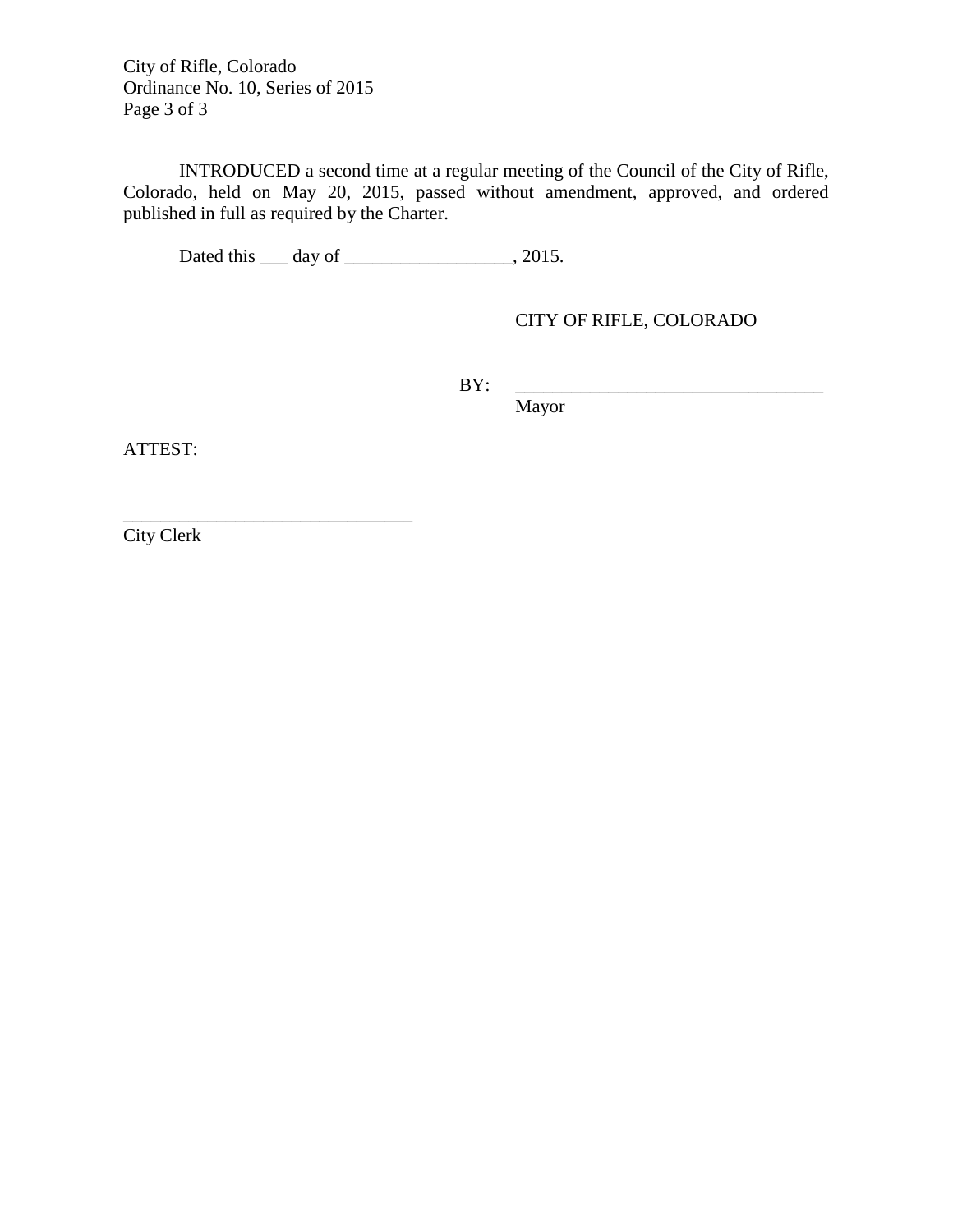INTRODUCED a second time at a regular meeting of the Council of the City of Rifle, Colorado, held on May 20, 2015, passed without amendment, approved, and ordered published in full as required by the Charter.

Dated this ___ day of __________________, 2015.

CITY OF RIFLE, COLORADO

BY: _________________________________
Mayor

ATTEST:

_______________________________
City Clerk